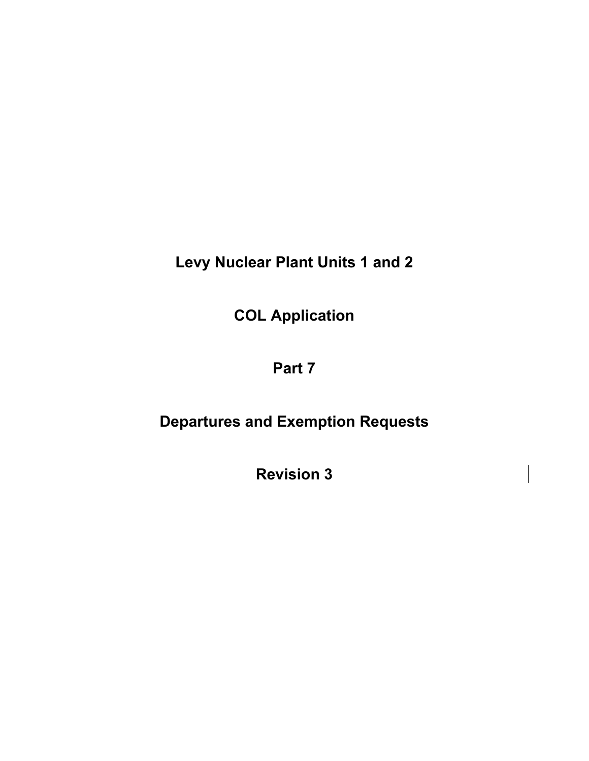# Levy Nuclear Plant Units 1 and 2

# COL Application

# Part 7

# Departures and Exemption Requests

# Revision 3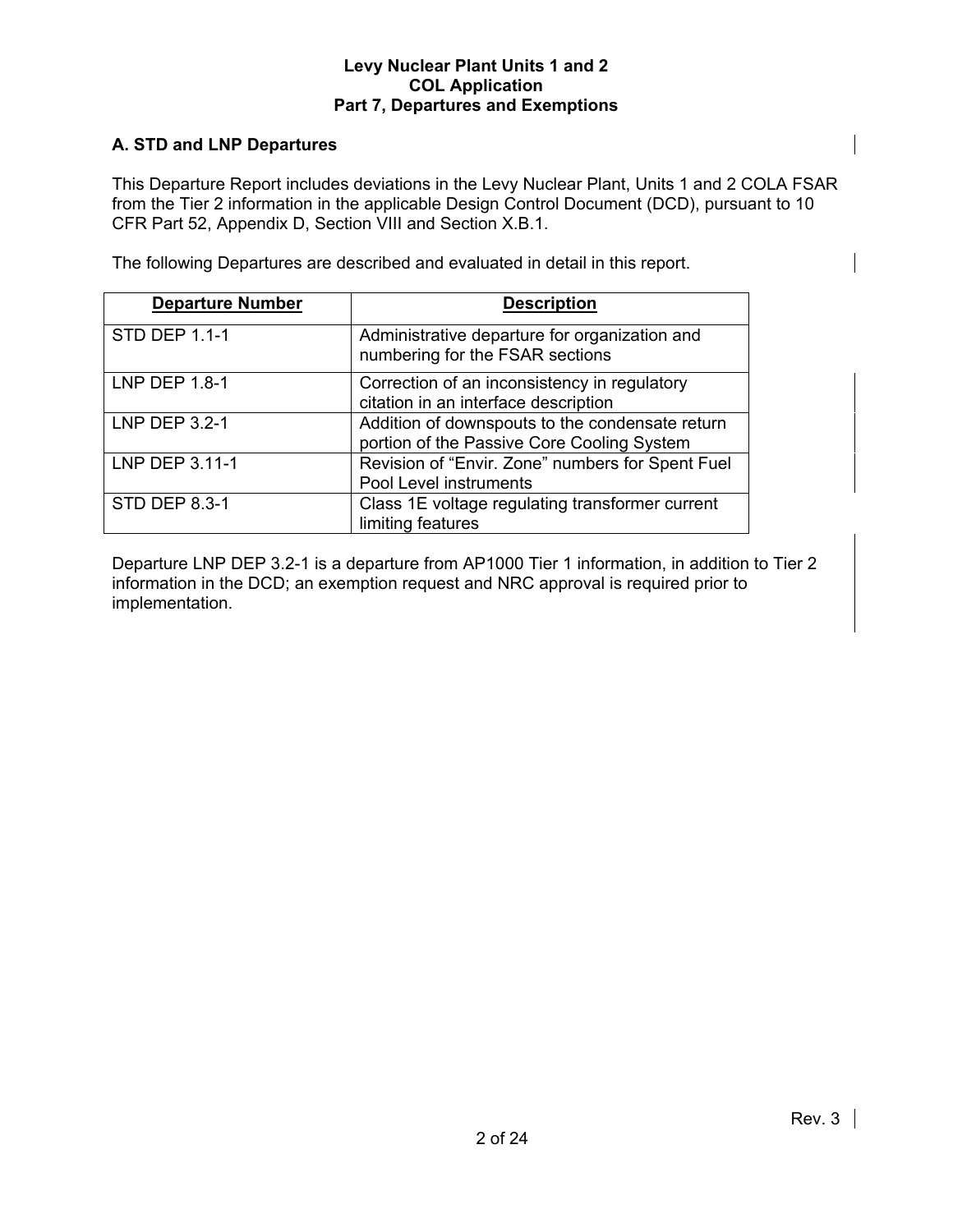## A. STD and LNP Departures

This Departure Report includes deviations in the Levy Nuclear Plant, Units 1 and 2 COLA FSAR from the Tier 2 information in the applicable Design Control Document (DCD), pursuant to 10 CFR Part 52, Appendix D, Section VIII and Section X.B.1.

The following Departures are described and evaluated in detail in this report.

| Departure Number | Description |
|---|---|
| STD DEP 1.1-1 | Administrative departure for organization and numbering for the FSAR sections |
| LNP DEP 1.8-1 | Correction of an inconsistency in regulatory citation in an interface description |
| LNP DEP 3.2-1 | Addition of downspouts to the condensate return portion of the Passive Core Cooling System |
| LNP DEP 3.11-1 | Revision of "Envir. Zone" numbers for Spent Fuel Pool Level instruments |
| STD DEP 8.3-1 | Class 1E voltage regulating transformer current limiting features |

Departure LNP DEP 3.2-1 is a departure from AP1000 Tier 1 information, in addition to Tier 2 information in the DCD; an exemption request and NRC approval is required prior to implementation.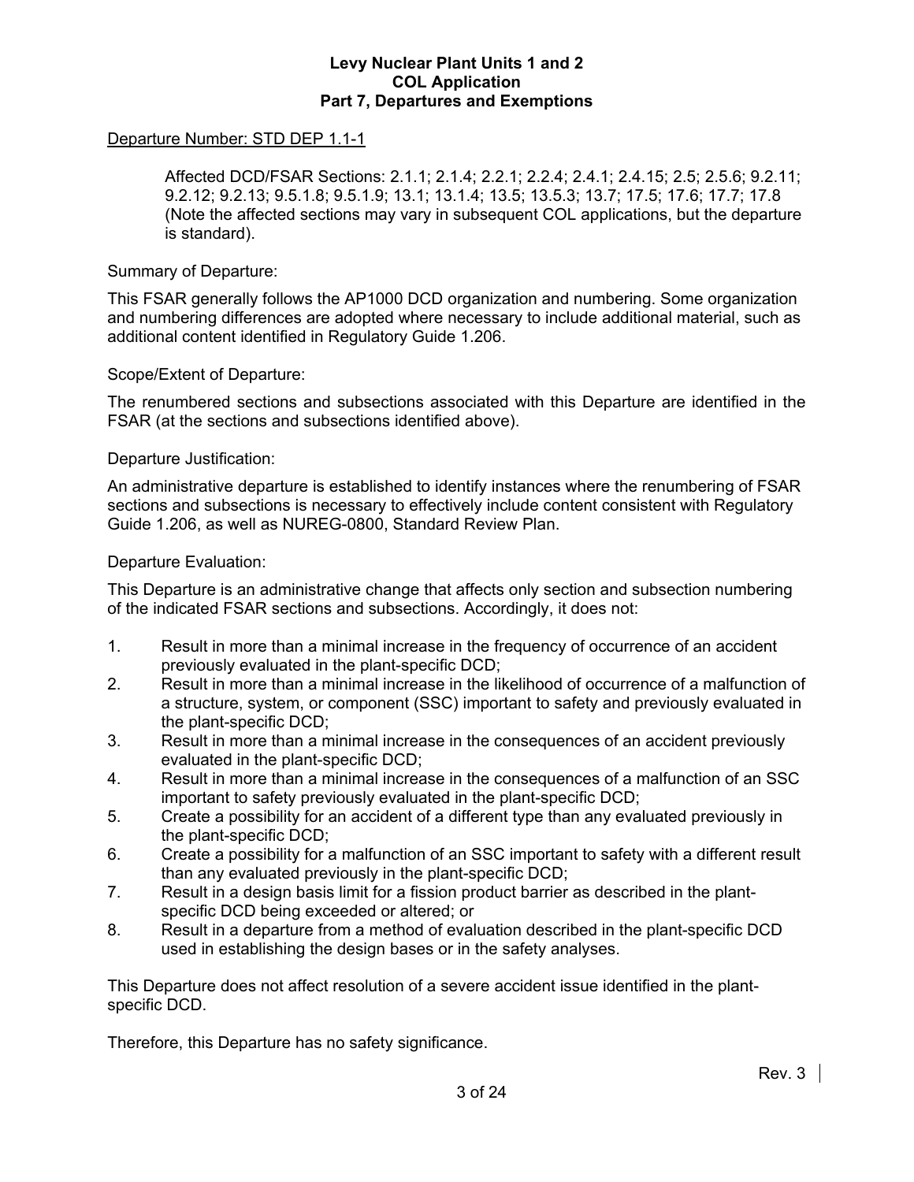Departure Number: STD DEP 1.1-1

Affected DCD/FSAR Sections: 2.1.1; 2.1.4; 2.2.1; 2.2.4; 2.4.1; 2.4.15; 2.5; 2.5.6; 9.2.11; 9.2.12; 9.2.13; 9.5.1.8; 9.5.1.9; 13.1; 13.1.4; 13.5; 13.5.3; 13.7; 17.5; 17.6; 17.7; 17.8 (Note the affected sections may vary in subsequent COL applications, but the departure is standard).

Summary of Departure:

This FSAR generally follows the AP1000 DCD organization and numbering. Some organization and numbering differences are adopted where necessary to include additional material, such as additional content identified in Regulatory Guide 1.206.

Scope/Extent of Departure:

The renumbered sections and subsections associated with this Departure are identified in the FSAR (at the sections and subsections identified above).

Departure Justification:

An administrative departure is established to identify instances where the renumbering of FSAR sections and subsections is necessary to effectively include content consistent with Regulatory Guide 1.206, as well as NUREG-0800, Standard Review Plan.

Departure Evaluation:

This Departure is an administrative change that affects only section and subsection numbering of the indicated FSAR sections and subsections. Accordingly, it does not:

1. Result in more than a minimal increase in the frequency of occurrence of an accident previously evaluated in the plant-specific DCD;
2. Result in more than a minimal increase in the likelihood of occurrence of a malfunction of a structure, system, or component (SSC) important to safety and previously evaluated in the plant-specific DCD;
3. Result in more than a minimal increase in the consequences of an accident previously evaluated in the plant-specific DCD;
4. Result in more than a minimal increase in the consequences of a malfunction of an SSC important to safety previously evaluated in the plant-specific DCD;
5. Create a possibility for an accident of a different type than any evaluated previously in the plant-specific DCD;
6. Create a possibility for a malfunction of an SSC important to safety with a different result than any evaluated previously in the plant-specific DCD;
7. Result in a design basis limit for a fission product barrier as described in the plant-specific DCD being exceeded or altered; or
8. Result in a departure from a method of evaluation described in the plant-specific DCD used in establishing the design bases or in the safety analyses.

This Departure does not affect resolution of a severe accident issue identified in the plant-specific DCD.

Therefore, this Departure has no safety significance.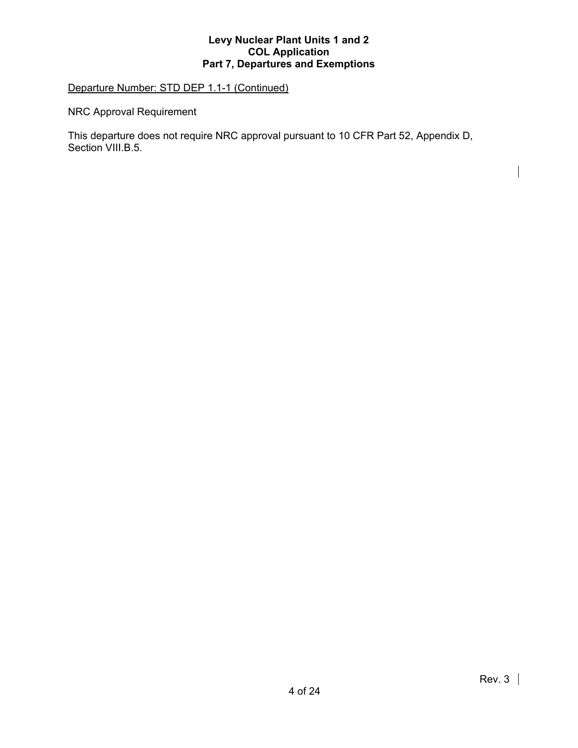Departure Number: STD DEP 1.1-1 (Continued)

NRC Approval Requirement

This departure does not require NRC approval pursuant to 10 CFR Part 52, Appendix D, Section VIII.B.5.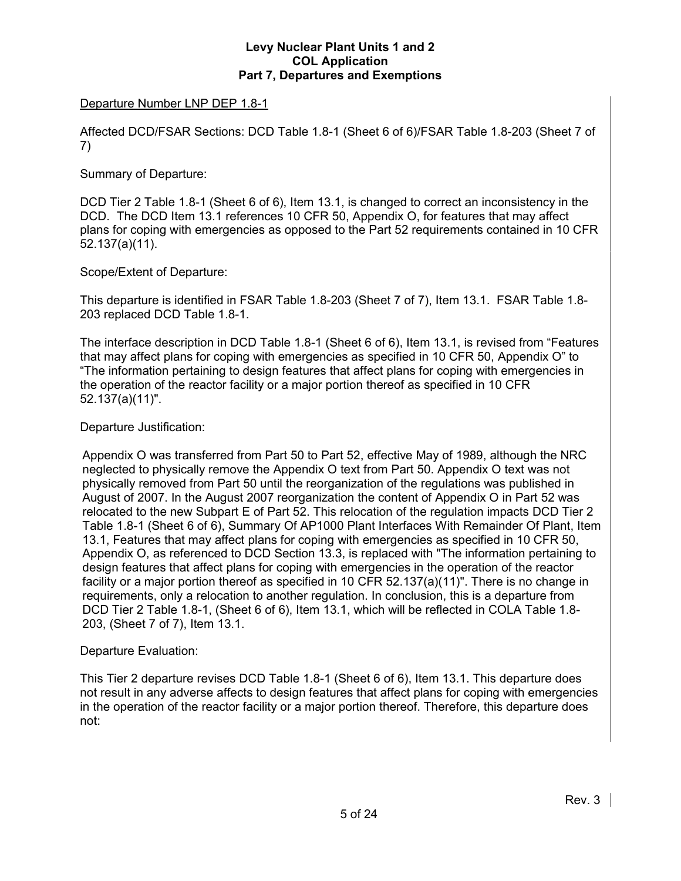Departure Number LNP DEP 1.8-1

Affected DCD/FSAR Sections: DCD Table 1.8-1 (Sheet 6 of 6)/FSAR Table 1.8-203 (Sheet 7 of 7)

Summary of Departure:

DCD Tier 2 Table 1.8-1 (Sheet 6 of 6), Item 13.1, is changed to correct an inconsistency in the DCD. The DCD Item 13.1 references 10 CFR 50, Appendix O, for features that may affect plans for coping with emergencies as opposed to the Part 52 requirements contained in 10 CFR 52.137(a)(11).

Scope/Extent of Departure:

This departure is identified in FSAR Table 1.8-203 (Sheet 7 of 7), Item 13.1. FSAR Table 1.8-203 replaced DCD Table 1.8-1.

The interface description in DCD Table 1.8-1 (Sheet 6 of 6), Item 13.1, is revised from "Features that may affect plans for coping with emergencies as specified in 10 CFR 50, Appendix O" to "The information pertaining to design features that affect plans for coping with emergencies in the operation of the reactor facility or a major portion thereof as specified in 10 CFR 52.137(a)(11)".

Departure Justification:

Appendix O was transferred from Part 50 to Part 52, effective May of 1989, although the NRC neglected to physically remove the Appendix O text from Part 50. Appendix O text was not physically removed from Part 50 until the reorganization of the regulations was published in August of 2007. In the August 2007 reorganization the content of Appendix O in Part 52 was relocated to the new Subpart E of Part 52. This relocation of the regulation impacts DCD Tier 2 Table 1.8-1 (Sheet 6 of 6), Summary Of AP1000 Plant Interfaces With Remainder Of Plant, Item 13.1, Features that may affect plans for coping with emergencies as specified in 10 CFR 50, Appendix O, as referenced to DCD Section 13.3, is replaced with "The information pertaining to design features that affect plans for coping with emergencies in the operation of the reactor facility or a major portion thereof as specified in 10 CFR 52.137(a)(11)". There is no change in requirements, only a relocation to another regulation. In conclusion, this is a departure from DCD Tier 2 Table 1.8-1, (Sheet 6 of 6), Item 13.1, which will be reflected in COLA Table 1.8-203, (Sheet 7 of 7), Item 13.1.

Departure Evaluation:

This Tier 2 departure revises DCD Table 1.8-1 (Sheet 6 of 6), Item 13.1. This departure does not result in any adverse affects to design features that affect plans for coping with emergencies in the operation of the reactor facility or a major portion thereof. Therefore, this departure does not: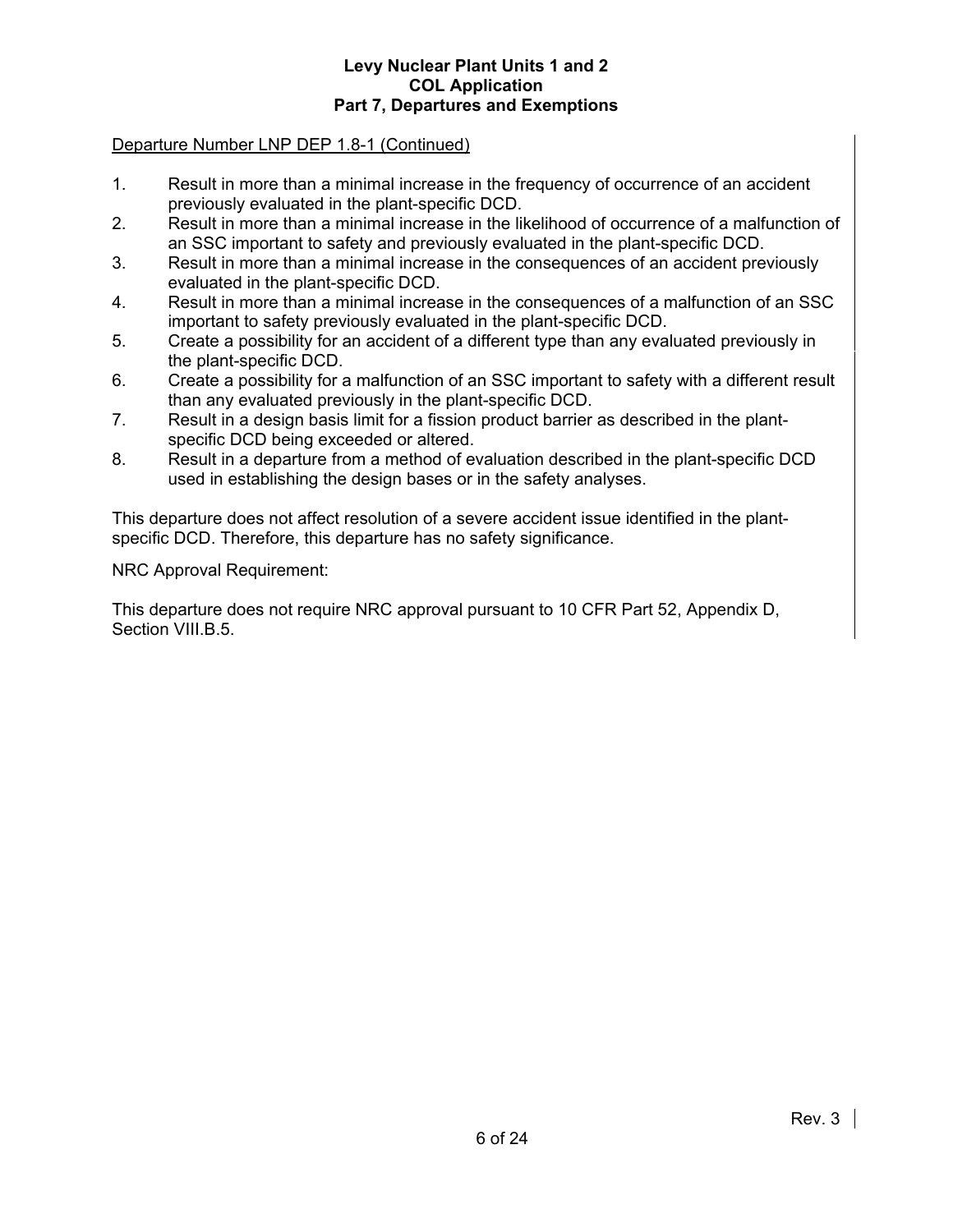Departure Number LNP DEP 1.8-1 (Continued)

1. Result in more than a minimal increase in the frequency of occurrence of an accident previously evaluated in the plant-specific DCD.
2. Result in more than a minimal increase in the likelihood of occurrence of a malfunction of an SSC important to safety and previously evaluated in the plant-specific DCD.
3. Result in more than a minimal increase in the consequences of an accident previously evaluated in the plant-specific DCD.
4. Result in more than a minimal increase in the consequences of a malfunction of an SSC important to safety previously evaluated in the plant-specific DCD.
5. Create a possibility for an accident of a different type than any evaluated previously in the plant-specific DCD.
6. Create a possibility for a malfunction of an SSC important to safety with a different result than any evaluated previously in the plant-specific DCD.
7. Result in a design basis limit for a fission product barrier as described in the plant-specific DCD being exceeded or altered.
8. Result in a departure from a method of evaluation described in the plant-specific DCD used in establishing the design bases or in the safety analyses.

This departure does not affect resolution of a severe accident issue identified in the plant-specific DCD. Therefore, this departure has no safety significance.

NRC Approval Requirement:

This departure does not require NRC approval pursuant to 10 CFR Part 52, Appendix D, Section VIII.B.5.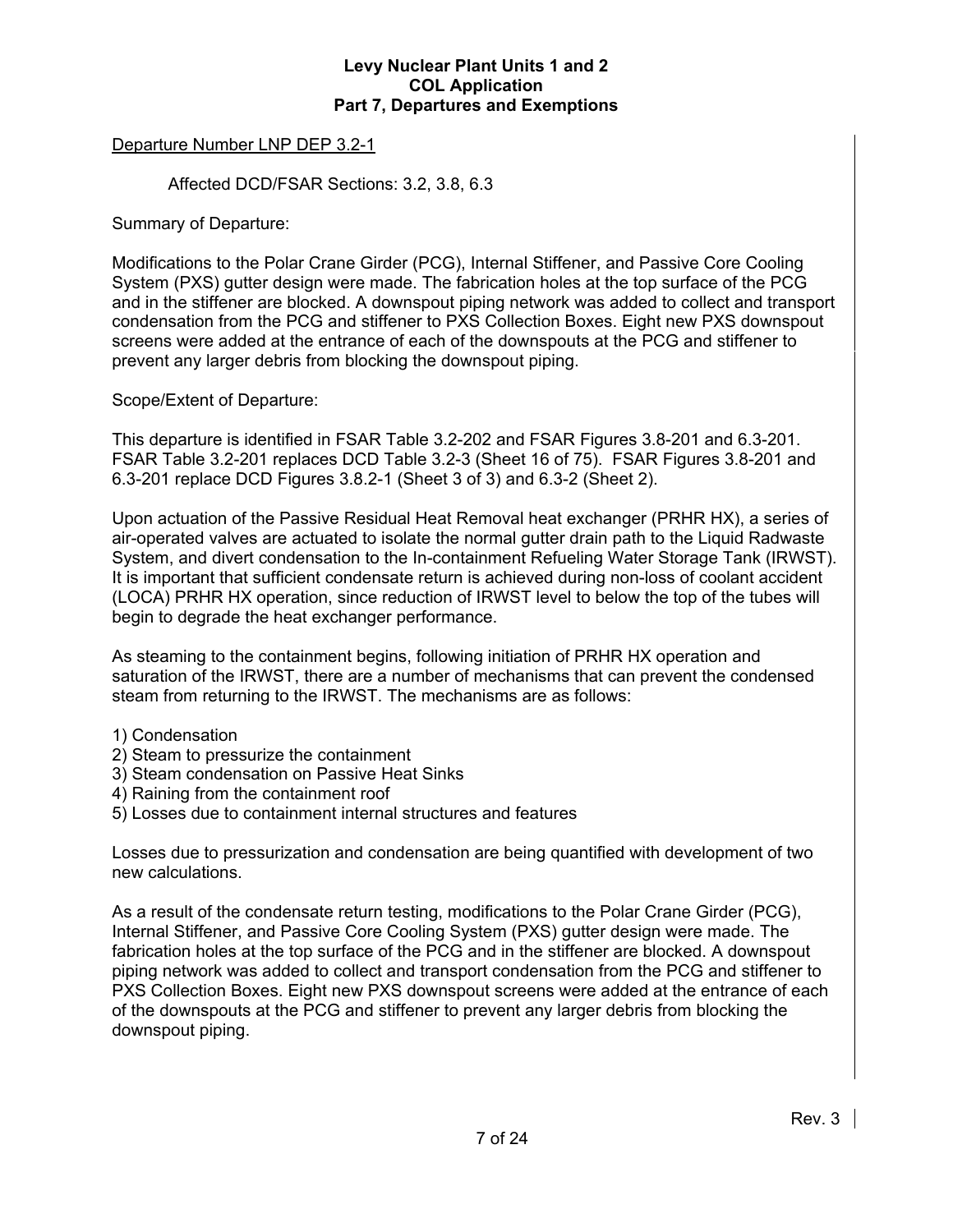Departure Number LNP DEP 3.2-1

Affected DCD/FSAR Sections: 3.2, 3.8, 6.3

Summary of Departure:

Modifications to the Polar Crane Girder (PCG), Internal Stiffener, and Passive Core Cooling System (PXS) gutter design were made. The fabrication holes at the top surface of the PCG and in the stiffener are blocked. A downspout piping network was added to collect and transport condensation from the PCG and stiffener to PXS Collection Boxes. Eight new PXS downspout screens were added at the entrance of each of the downspouts at the PCG and stiffener to prevent any larger debris from blocking the downspout piping.

Scope/Extent of Departure:

This departure is identified in FSAR Table 3.2-202 and FSAR Figures 3.8-201 and 6.3-201. FSAR Table 3.2-201 replaces DCD Table 3.2-3 (Sheet 16 of 75). FSAR Figures 3.8-201 and 6.3-201 replace DCD Figures 3.8.2-1 (Sheet 3 of 3) and 6.3-2 (Sheet 2).

Upon actuation of the Passive Residual Heat Removal heat exchanger (PRHR HX), a series of air-operated valves are actuated to isolate the normal gutter drain path to the Liquid Radwaste System, and divert condensation to the In-containment Refueling Water Storage Tank (IRWST). It is important that sufficient condensate return is achieved during non-loss of coolant accident (LOCA) PRHR HX operation, since reduction of IRWST level to below the top of the tubes will begin to degrade the heat exchanger performance.

As steaming to the containment begins, following initiation of PRHR HX operation and saturation of the IRWST, there are a number of mechanisms that can prevent the condensed steam from returning to the IRWST. The mechanisms are as follows:

1) Condensation
2) Steam to pressurize the containment
3) Steam condensation on Passive Heat Sinks
4) Raining from the containment roof
5) Losses due to containment internal structures and features

Losses due to pressurization and condensation are being quantified with development of two new calculations.

As a result of the condensate return testing, modifications to the Polar Crane Girder (PCG), Internal Stiffener, and Passive Core Cooling System (PXS) gutter design were made. The fabrication holes at the top surface of the PCG and in the stiffener are blocked. A downspout piping network was added to collect and transport condensation from the PCG and stiffener to PXS Collection Boxes. Eight new PXS downspout screens were added at the entrance of each of the downspouts at the PCG and stiffener to prevent any larger debris from blocking the downspout piping.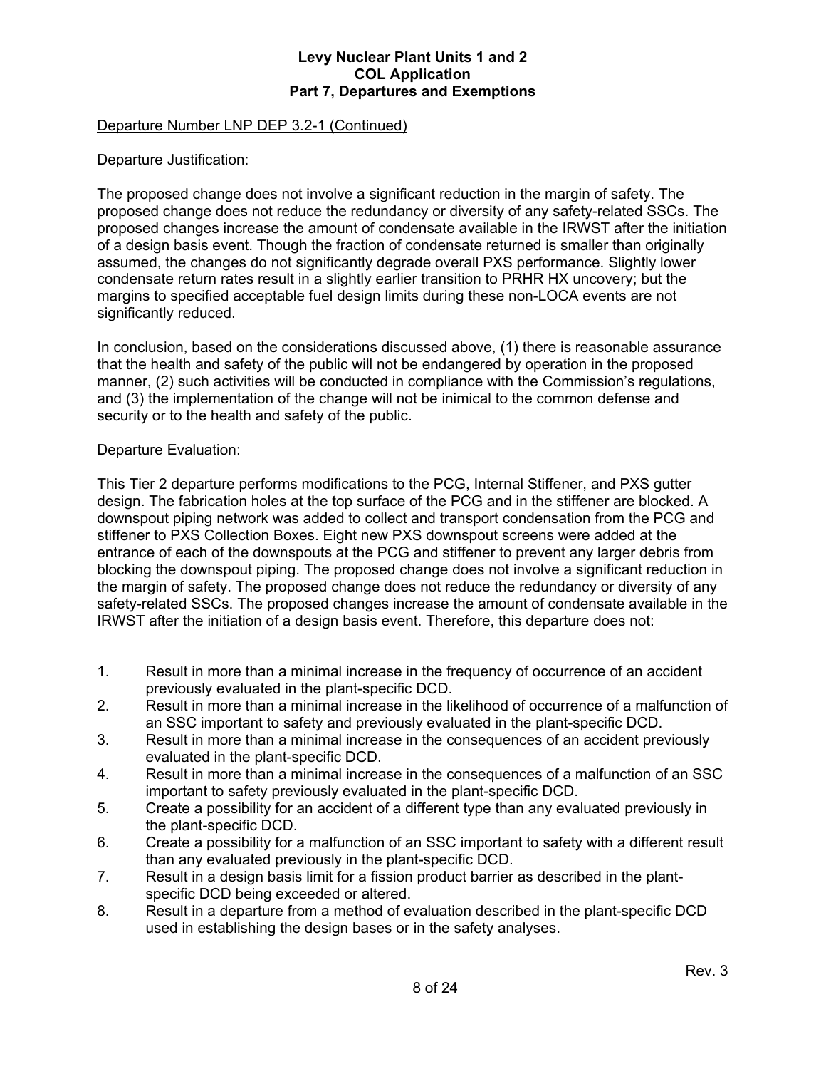Departure Number LNP DEP 3.2-1 (Continued)

Departure Justification:

The proposed change does not involve a significant reduction in the margin of safety. The proposed change does not reduce the redundancy or diversity of any safety-related SSCs. The proposed changes increase the amount of condensate available in the IRWST after the initiation of a design basis event. Though the fraction of condensate returned is smaller than originally assumed, the changes do not significantly degrade overall PXS performance. Slightly lower condensate return rates result in a slightly earlier transition to PRHR HX uncovery; but the margins to specified acceptable fuel design limits during these non-LOCA events are not significantly reduced.

In conclusion, based on the considerations discussed above, (1) there is reasonable assurance that the health and safety of the public will not be endangered by operation in the proposed manner, (2) such activities will be conducted in compliance with the Commission's regulations, and (3) the implementation of the change will not be inimical to the common defense and security or to the health and safety of the public.

Departure Evaluation:

This Tier 2 departure performs modifications to the PCG, Internal Stiffener, and PXS gutter design. The fabrication holes at the top surface of the PCG and in the stiffener are blocked. A downspout piping network was added to collect and transport condensation from the PCG and stiffener to PXS Collection Boxes. Eight new PXS downspout screens were added at the entrance of each of the downspouts at the PCG and stiffener to prevent any larger debris from blocking the downspout piping. The proposed change does not involve a significant reduction in the margin of safety. The proposed change does not reduce the redundancy or diversity of any safety-related SSCs. The proposed changes increase the amount of condensate available in the IRWST after the initiation of a design basis event. Therefore, this departure does not:

1. Result in more than a minimal increase in the frequency of occurrence of an accident previously evaluated in the plant-specific DCD.
2. Result in more than a minimal increase in the likelihood of occurrence of a malfunction of an SSC important to safety and previously evaluated in the plant-specific DCD.
3. Result in more than a minimal increase in the consequences of an accident previously evaluated in the plant-specific DCD.
4. Result in more than a minimal increase in the consequences of a malfunction of an SSC important to safety previously evaluated in the plant-specific DCD.
5. Create a possibility for an accident of a different type than any evaluated previously in the plant-specific DCD.
6. Create a possibility for a malfunction of an SSC important to safety with a different result than any evaluated previously in the plant-specific DCD.
7. Result in a design basis limit for a fission product barrier as described in the plant-specific DCD being exceeded or altered.
8. Result in a departure from a method of evaluation described in the plant-specific DCD used in establishing the design bases or in the safety analyses.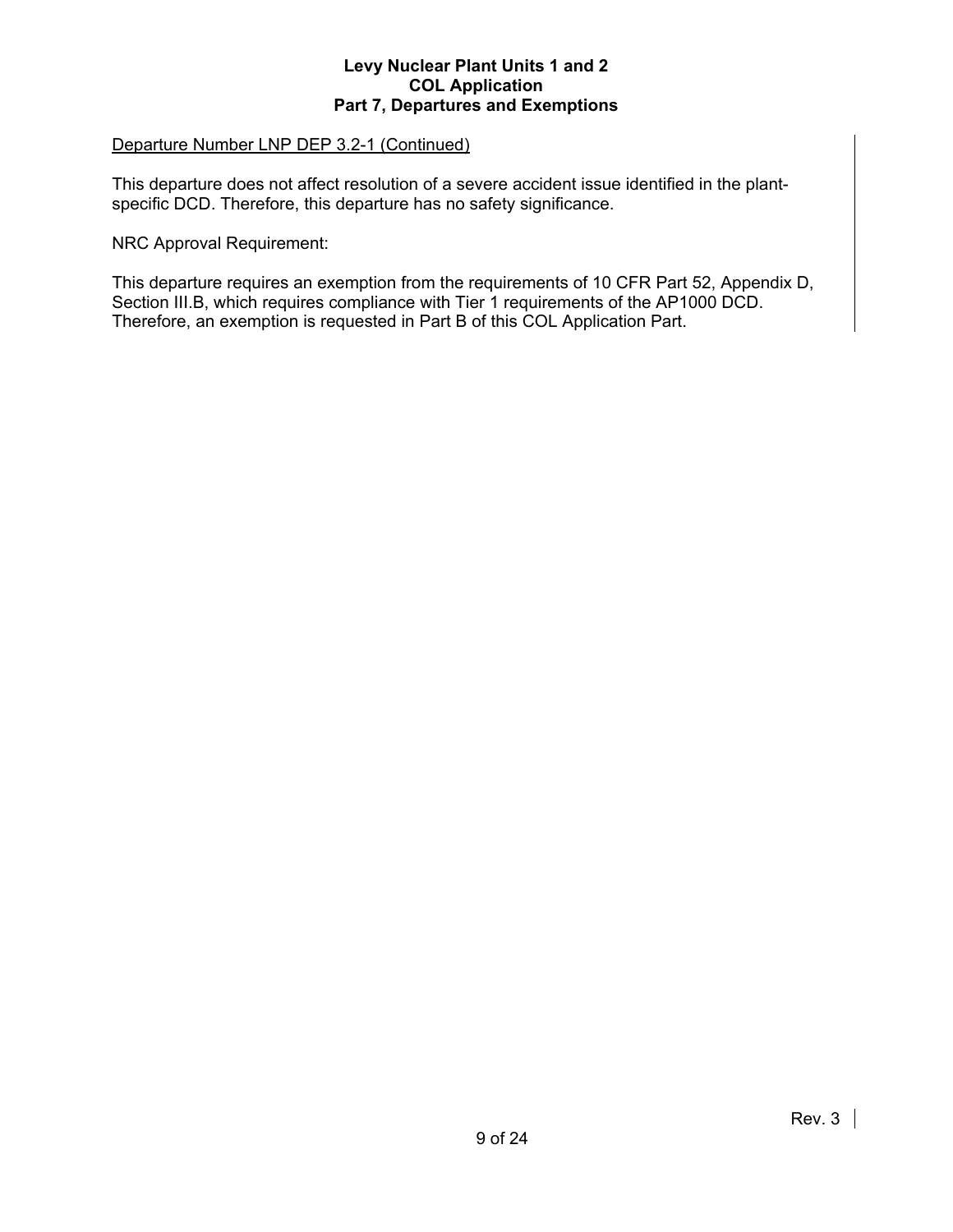<u>Departure Number LNP DEP 3.2-1 (Continued)</u>

This departure does not affect resolution of a severe accident issue identified in the plant-specific DCD. Therefore, this departure has no safety significance.

NRC Approval Requirement:

This departure requires an exemption from the requirements of 10 CFR Part 52, Appendix D, Section III.B, which requires compliance with Tier 1 requirements of the AP1000 DCD. Therefore, an exemption is requested in Part B of this COL Application Part.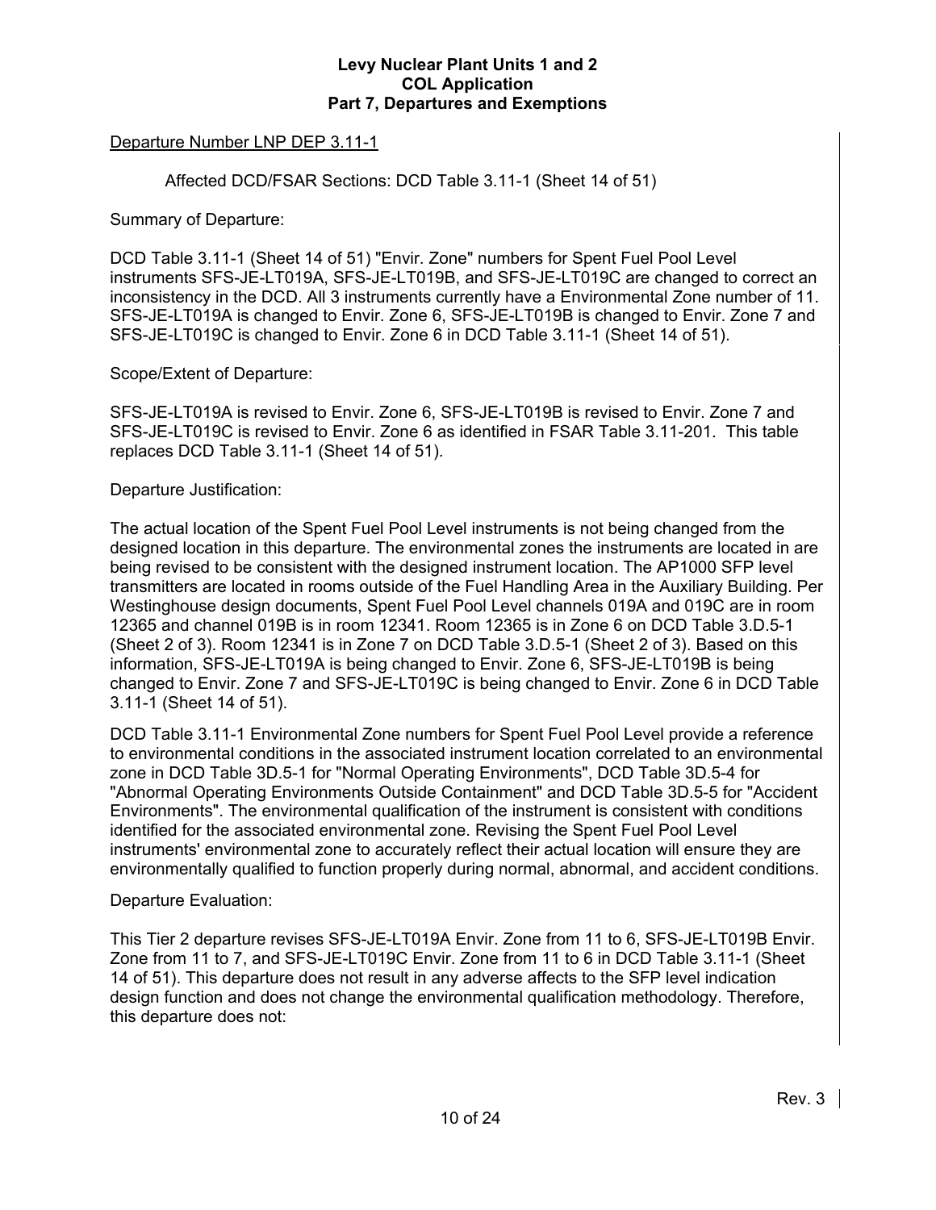Departure Number LNP DEP 3.11-1

Affected DCD/FSAR Sections: DCD Table 3.11-1 (Sheet 14 of 51)

Summary of Departure:

DCD Table 3.11-1 (Sheet 14 of 51) "Envir. Zone" numbers for Spent Fuel Pool Level instruments SFS-JE-LT019A, SFS-JE-LT019B, and SFS-JE-LT019C are changed to correct an inconsistency in the DCD. All 3 instruments currently have a Environmental Zone number of 11. SFS-JE-LT019A is changed to Envir. Zone 6, SFS-JE-LT019B is changed to Envir. Zone 7 and SFS-JE-LT019C is changed to Envir. Zone 6 in DCD Table 3.11-1 (Sheet 14 of 51).

Scope/Extent of Departure:

SFS-JE-LT019A is revised to Envir. Zone 6, SFS-JE-LT019B is revised to Envir. Zone 7 and SFS-JE-LT019C is revised to Envir. Zone 6 as identified in FSAR Table 3.11-201. This table replaces DCD Table 3.11-1 (Sheet 14 of 51).

Departure Justification:

The actual location of the Spent Fuel Pool Level instruments is not being changed from the designed location in this departure. The environmental zones the instruments are located in are being revised to be consistent with the designed instrument location. The AP1000 SFP level transmitters are located in rooms outside of the Fuel Handling Area in the Auxiliary Building. Per Westinghouse design documents, Spent Fuel Pool Level channels 019A and 019C are in room 12365 and channel 019B is in room 12341. Room 12365 is in Zone 6 on DCD Table 3.D.5-1 (Sheet 2 of 3). Room 12341 is in Zone 7 on DCD Table 3.D.5-1 (Sheet 2 of 3). Based on this information, SFS-JE-LT019A is being changed to Envir. Zone 6, SFS-JE-LT019B is being changed to Envir. Zone 7 and SFS-JE-LT019C is being changed to Envir. Zone 6 in DCD Table 3.11-1 (Sheet 14 of 51).

DCD Table 3.11-1 Environmental Zone numbers for Spent Fuel Pool Level provide a reference to environmental conditions in the associated instrument location correlated to an environmental zone in DCD Table 3D.5-1 for "Normal Operating Environments", DCD Table 3D.5-4 for "Abnormal Operating Environments Outside Containment" and DCD Table 3D.5-5 for "Accident Environments". The environmental qualification of the instrument is consistent with conditions identified for the associated environmental zone. Revising the Spent Fuel Pool Level instruments' environmental zone to accurately reflect their actual location will ensure they are environmentally qualified to function properly during normal, abnormal, and accident conditions.

Departure Evaluation:

This Tier 2 departure revises SFS-JE-LT019A Envir. Zone from 11 to 6, SFS-JE-LT019B Envir. Zone from 11 to 7, and SFS-JE-LT019C Envir. Zone from 11 to 6 in DCD Table 3.11-1 (Sheet 14 of 51). This departure does not result in any adverse affects to the SFP level indication design function and does not change the environmental qualification methodology. Therefore, this departure does not: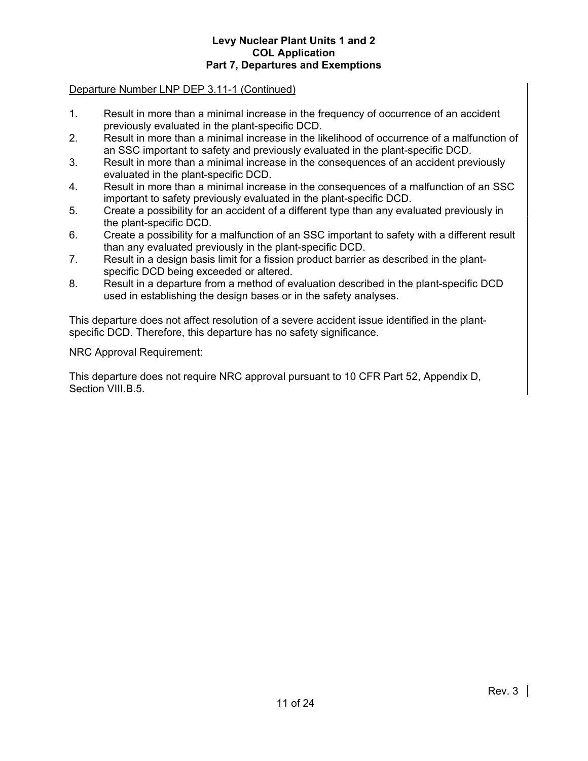Departure Number LNP DEP 3.11-1 (Continued)

1. Result in more than a minimal increase in the frequency of occurrence of an accident previously evaluated in the plant-specific DCD.
2. Result in more than a minimal increase in the likelihood of occurrence of a malfunction of an SSC important to safety and previously evaluated in the plant-specific DCD.
3. Result in more than a minimal increase in the consequences of an accident previously evaluated in the plant-specific DCD.
4. Result in more than a minimal increase in the consequences of a malfunction of an SSC important to safety previously evaluated in the plant-specific DCD.
5. Create a possibility for an accident of a different type than any evaluated previously in the plant-specific DCD.
6. Create a possibility for a malfunction of an SSC important to safety with a different result than any evaluated previously in the plant-specific DCD.
7. Result in a design basis limit for a fission product barrier as described in the plant-specific DCD being exceeded or altered.
8. Result in a departure from a method of evaluation described in the plant-specific DCD used in establishing the design bases or in the safety analyses.

This departure does not affect resolution of a severe accident issue identified in the plant-specific DCD. Therefore, this departure has no safety significance.

NRC Approval Requirement:

This departure does not require NRC approval pursuant to 10 CFR Part 52, Appendix D, Section VIII.B.5.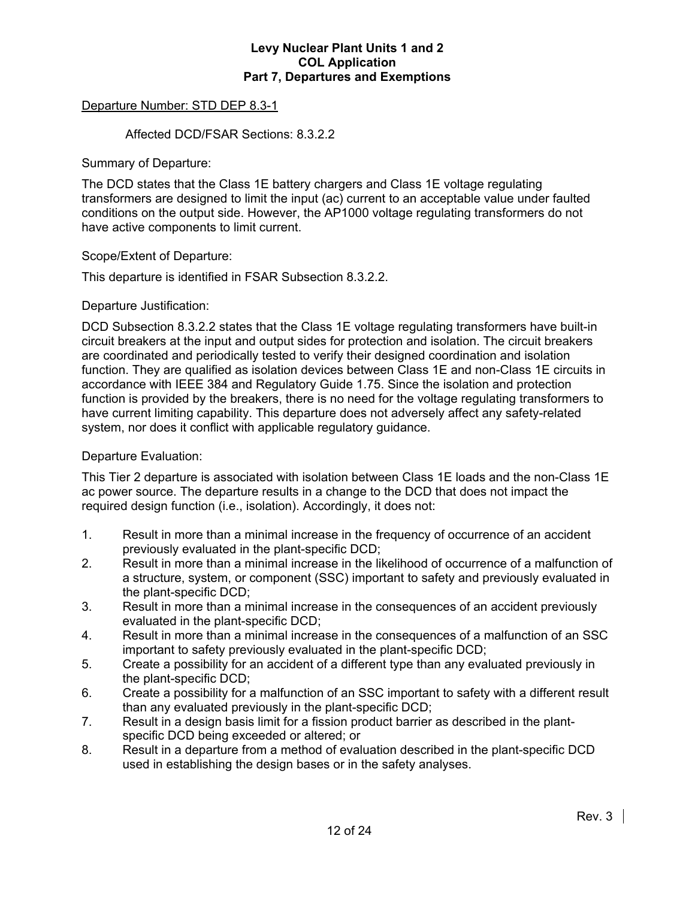Departure Number: STD DEP 8.3-1

Affected DCD/FSAR Sections: 8.3.2.2

Summary of Departure:

The DCD states that the Class 1E battery chargers and Class 1E voltage regulating transformers are designed to limit the input (ac) current to an acceptable value under faulted conditions on the output side. However, the AP1000 voltage regulating transformers do not have active components to limit current.

Scope/Extent of Departure:

This departure is identified in FSAR Subsection 8.3.2.2.

Departure Justification:

DCD Subsection 8.3.2.2 states that the Class 1E voltage regulating transformers have built-in circuit breakers at the input and output sides for protection and isolation. The circuit breakers are coordinated and periodically tested to verify their designed coordination and isolation function. They are qualified as isolation devices between Class 1E and non-Class 1E circuits in accordance with IEEE 384 and Regulatory Guide 1.75. Since the isolation and protection function is provided by the breakers, there is no need for the voltage regulating transformers to have current limiting capability. This departure does not adversely affect any safety-related system, nor does it conflict with applicable regulatory guidance.

Departure Evaluation:

This Tier 2 departure is associated with isolation between Class 1E loads and the non-Class 1E ac power source. The departure results in a change to the DCD that does not impact the required design function (i.e., isolation). Accordingly, it does not:

1. Result in more than a minimal increase in the frequency of occurrence of an accident previously evaluated in the plant-specific DCD;
2. Result in more than a minimal increase in the likelihood of occurrence of a malfunction of a structure, system, or component (SSC) important to safety and previously evaluated in the plant-specific DCD;
3. Result in more than a minimal increase in the consequences of an accident previously evaluated in the plant-specific DCD;
4. Result in more than a minimal increase in the consequences of a malfunction of an SSC important to safety previously evaluated in the plant-specific DCD;
5. Create a possibility for an accident of a different type than any evaluated previously in the plant-specific DCD;
6. Create a possibility for a malfunction of an SSC important to safety with a different result than any evaluated previously in the plant-specific DCD;
7. Result in a design basis limit for a fission product barrier as described in the plant-specific DCD being exceeded or altered; or
8. Result in a departure from a method of evaluation described in the plant-specific DCD used in establishing the design bases or in the safety analyses.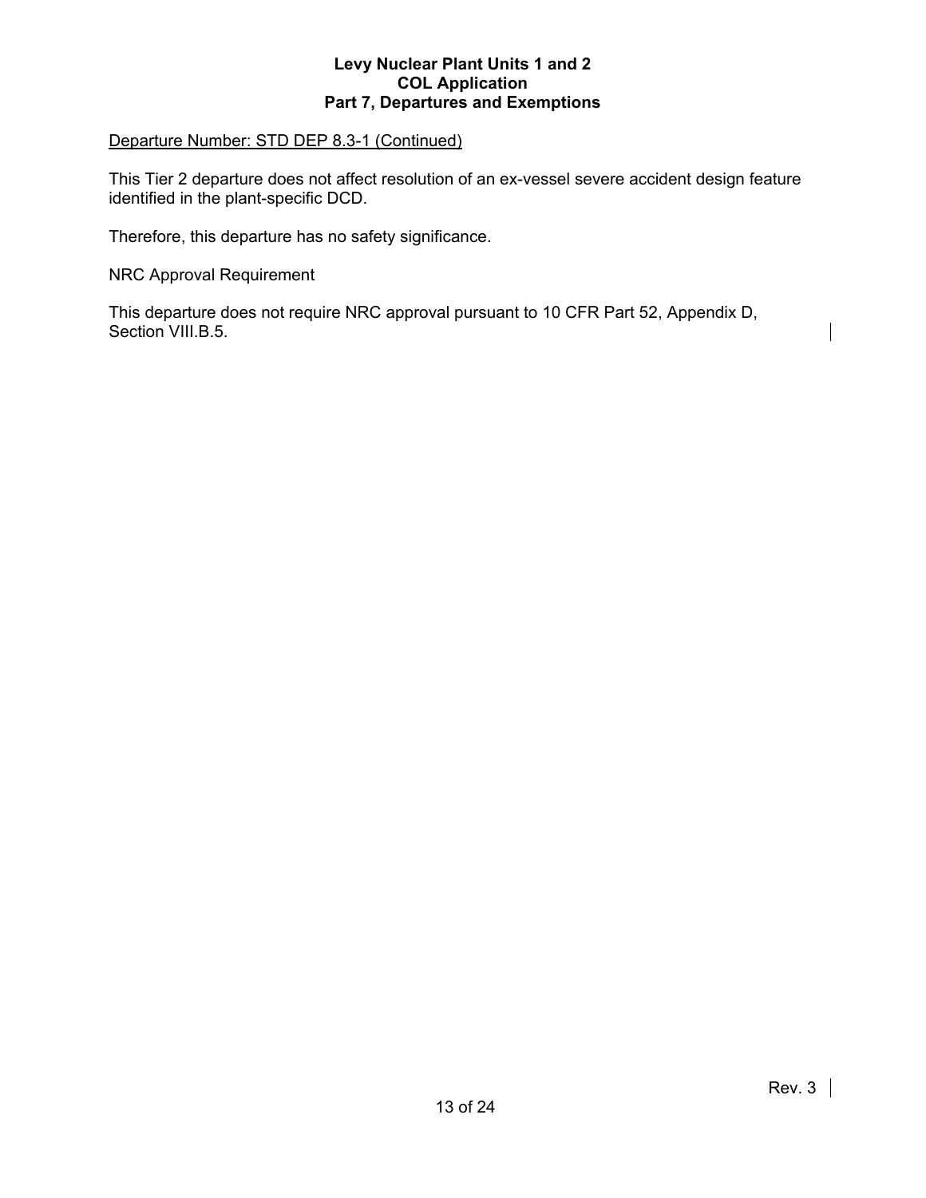Departure Number: STD DEP 8.3-1 (Continued)

This Tier 2 departure does not affect resolution of an ex-vessel severe accident design feature identified in the plant-specific DCD.

Therefore, this departure has no safety significance.

NRC Approval Requirement

This departure does not require NRC approval pursuant to 10 CFR Part 52, Appendix D, Section VIII.B.5.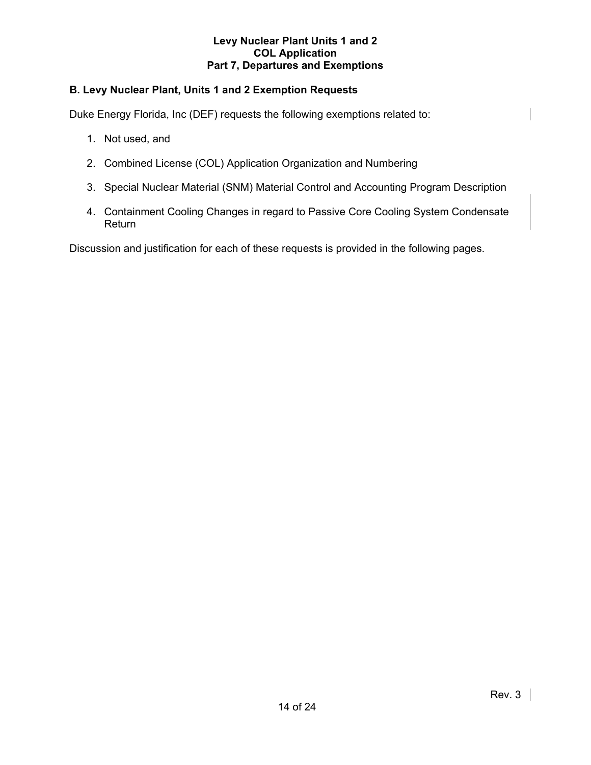## B. Levy Nuclear Plant, Units 1 and 2 Exemption Requests

Duke Energy Florida, Inc (DEF) requests the following exemptions related to:

1. Not used, and
2. Combined License (COL) Application Organization and Numbering
3. Special Nuclear Material (SNM) Material Control and Accounting Program Description
4. Containment Cooling Changes in regard to Passive Core Cooling System Condensate Return

Discussion and justification for each of these requests is provided in the following pages.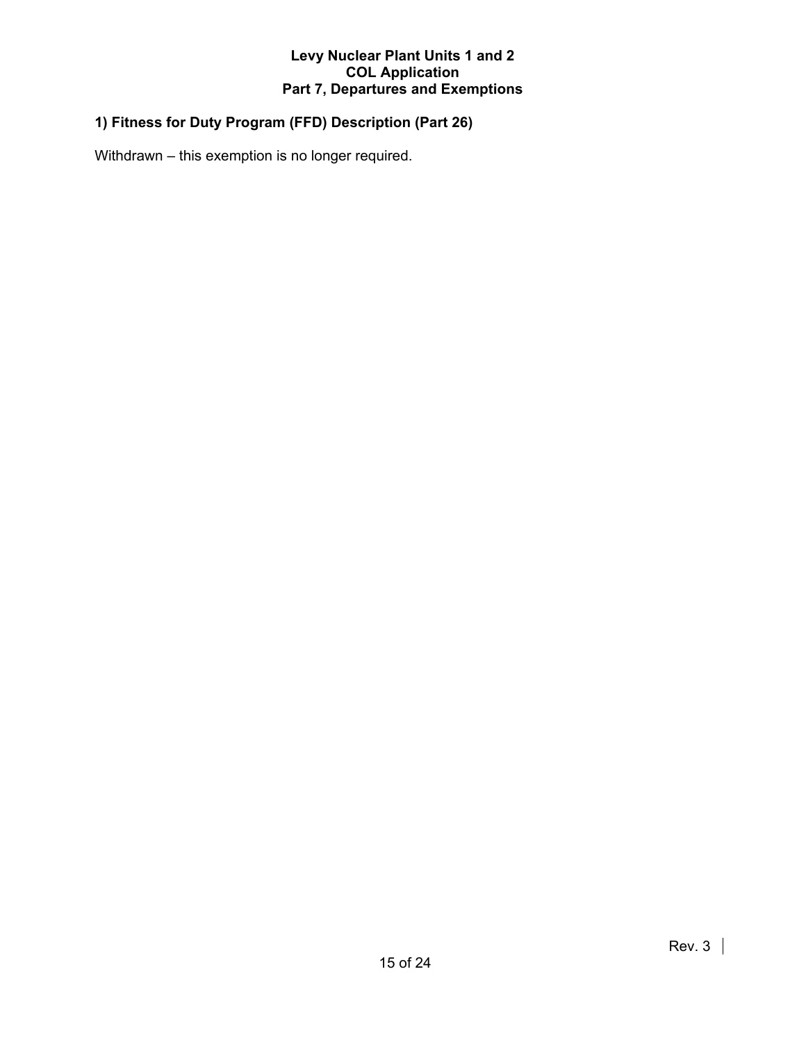## 1) Fitness for Duty Program (FFD) Description (Part 26)

Withdrawn – this exemption is no longer required.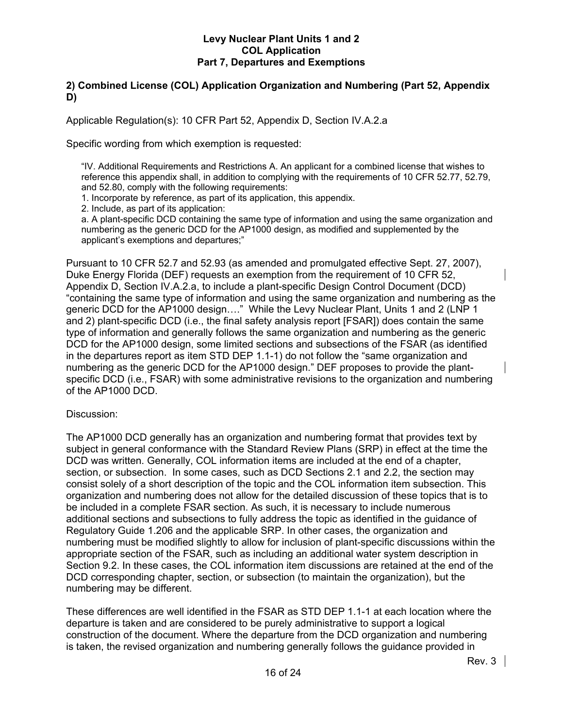## 2) Combined License (COL) Application Organization and Numbering (Part 52, Appendix D)

Applicable Regulation(s): 10 CFR Part 52, Appendix D, Section IV.A.2.a

Specific wording from which exemption is requested:

> "IV. Additional Requirements and Restrictions A. An applicant for a combined license that wishes to reference this appendix shall, in addition to complying with the requirements of 10 CFR 52.77, 52.79, and 52.80, comply with the following requirements:
>
> 1. Incorporate by reference, as part of its application, this appendix.
> 2. Include, as part of its application:
>
> a. A plant-specific DCD containing the same type of information and using the same organization and numbering as the generic DCD for the AP1000 design, as modified and supplemented by the applicant's exemptions and departures;"

Pursuant to 10 CFR 52.7 and 52.93 (as amended and promulgated effective Sept. 27, 2007), Duke Energy Florida (DEF) requests an exemption from the requirement of 10 CFR 52, Appendix D, Section IV.A.2.a, to include a plant-specific Design Control Document (DCD) "containing the same type of information and using the same organization and numbering as the generic DCD for the AP1000 design…." While the Levy Nuclear Plant, Units 1 and 2 (LNP 1 and 2) plant-specific DCD (i.e., the final safety analysis report [FSAR]) does contain the same type of information and generally follows the same organization and numbering as the generic DCD for the AP1000 design, some limited sections and subsections of the FSAR (as identified in the departures report as item STD DEP 1.1-1) do not follow the "same organization and numbering as the generic DCD for the AP1000 design." DEF proposes to provide the plant-specific DCD (i.e., FSAR) with some administrative revisions to the organization and numbering of the AP1000 DCD.

Discussion:

The AP1000 DCD generally has an organization and numbering format that provides text by subject in general conformance with the Standard Review Plans (SRP) in effect at the time the DCD was written. Generally, COL information items are included at the end of a chapter, section, or subsection. In some cases, such as DCD Sections 2.1 and 2.2, the section may consist solely of a short description of the topic and the COL information item subsection. This organization and numbering does not allow for the detailed discussion of these topics that is to be included in a complete FSAR section. As such, it is necessary to include numerous additional sections and subsections to fully address the topic as identified in the guidance of Regulatory Guide 1.206 and the applicable SRP. In other cases, the organization and numbering must be modified slightly to allow for inclusion of plant-specific discussions within the appropriate section of the FSAR, such as including an additional water system description in Section 9.2. In these cases, the COL information item discussions are retained at the end of the DCD corresponding chapter, section, or subsection (to maintain the organization), but the numbering may be different.

These differences are well identified in the FSAR as STD DEP 1.1-1 at each location where the departure is taken and are considered to be purely administrative to support a logical construction of the document. Where the departure from the DCD organization and numbering is taken, the revised organization and numbering generally follows the guidance provided in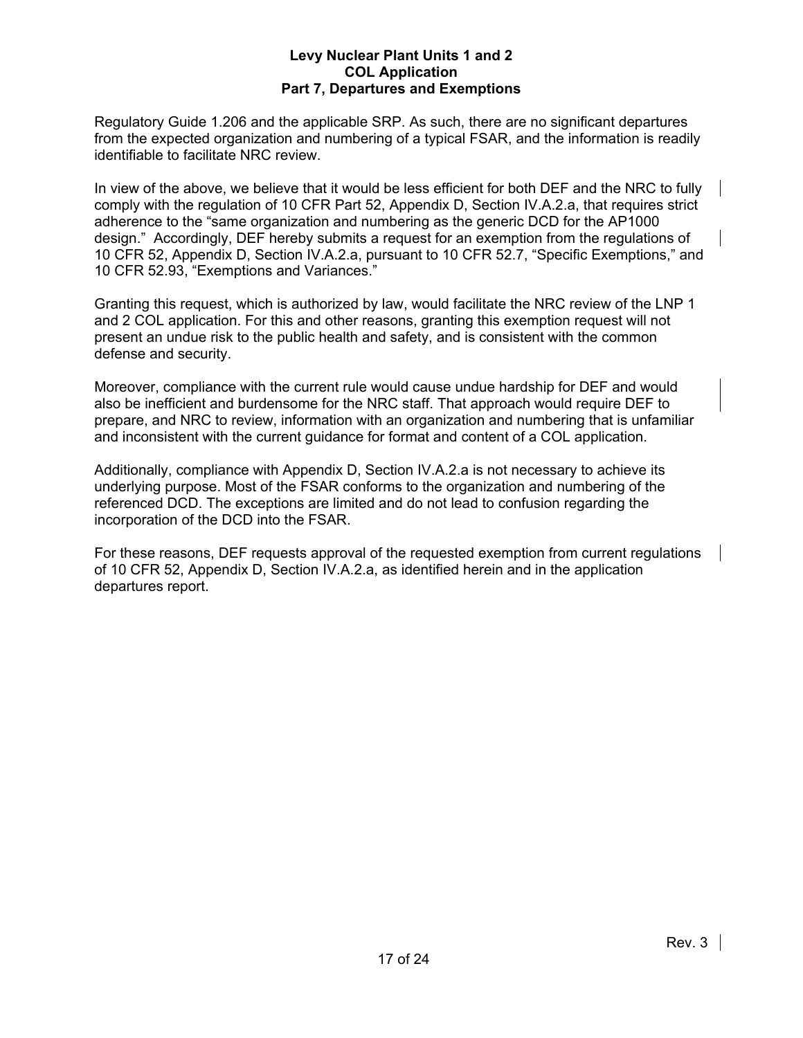Regulatory Guide 1.206 and the applicable SRP. As such, there are no significant departures from the expected organization and numbering of a typical FSAR, and the information is readily identifiable to facilitate NRC review.

In view of the above, we believe that it would be less efficient for both DEF and the NRC to fully comply with the regulation of 10 CFR Part 52, Appendix D, Section IV.A.2.a, that requires strict adherence to the "same organization and numbering as the generic DCD for the AP1000 design." Accordingly, DEF hereby submits a request for an exemption from the regulations of 10 CFR 52, Appendix D, Section IV.A.2.a, pursuant to 10 CFR 52.7, "Specific Exemptions," and 10 CFR 52.93, "Exemptions and Variances."

Granting this request, which is authorized by law, would facilitate the NRC review of the LNP 1 and 2 COL application. For this and other reasons, granting this exemption request will not present an undue risk to the public health and safety, and is consistent with the common defense and security.

Moreover, compliance with the current rule would cause undue hardship for DEF and would also be inefficient and burdensome for the NRC staff. That approach would require DEF to prepare, and NRC to review, information with an organization and numbering that is unfamiliar and inconsistent with the current guidance for format and content of a COL application.

Additionally, compliance with Appendix D, Section IV.A.2.a is not necessary to achieve its underlying purpose. Most of the FSAR conforms to the organization and numbering of the referenced DCD. The exceptions are limited and do not lead to confusion regarding the incorporation of the DCD into the FSAR.

For these reasons, DEF requests approval of the requested exemption from current regulations of 10 CFR 52, Appendix D, Section IV.A.2.a, as identified herein and in the application departures report.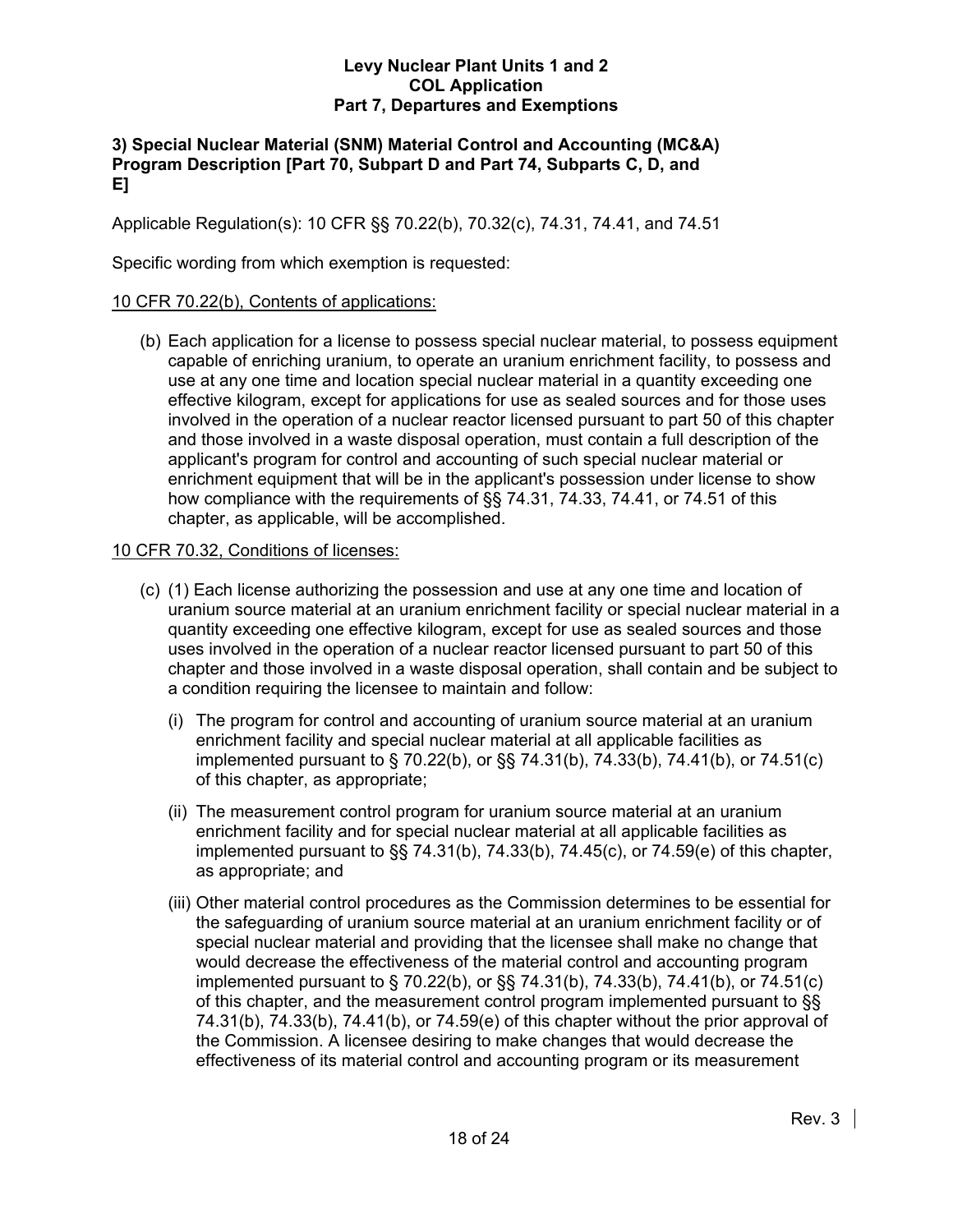### 3) Special Nuclear Material (SNM) Material Control and Accounting (MC&A) Program Description [Part 70, Subpart D and Part 74, Subparts C, D, and E]

Applicable Regulation(s): 10 CFR §§ 70.22(b), 70.32(c), 74.31, 74.41, and 74.51

Specific wording from which exemption is requested:

<u>10 CFR 70.22(b), Contents of applications:</u>

(b) Each application for a license to possess special nuclear material, to possess equipment capable of enriching uranium, to operate an uranium enrichment facility, to possess and use at any one time and location special nuclear material in a quantity exceeding one effective kilogram, except for applications for use as sealed sources and for those uses involved in the operation of a nuclear reactor licensed pursuant to part 50 of this chapter and those involved in a waste disposal operation, must contain a full description of the applicant's program for control and accounting of such special nuclear material or enrichment equipment that will be in the applicant's possession under license to show how compliance with the requirements of §§ 74.31, 74.33, 74.41, or 74.51 of this chapter, as applicable, will be accomplished.

<u>10 CFR 70.32, Conditions of licenses:</u>

(c) (1) Each license authorizing the possession and use at any one time and location of uranium source material at an uranium enrichment facility or special nuclear material in a quantity exceeding one effective kilogram, except for use as sealed sources and those uses involved in the operation of a nuclear reactor licensed pursuant to part 50 of this chapter and those involved in a waste disposal operation, shall contain and be subject to a condition requiring the licensee to maintain and follow:

(i) The program for control and accounting of uranium source material at an uranium enrichment facility and special nuclear material at all applicable facilities as implemented pursuant to § 70.22(b), or §§ 74.31(b), 74.33(b), 74.41(b), or 74.51(c) of this chapter, as appropriate;

(ii) The measurement control program for uranium source material at an uranium enrichment facility and for special nuclear material at all applicable facilities as implemented pursuant to §§ 74.31(b), 74.33(b), 74.45(c), or 74.59(e) of this chapter, as appropriate; and

(iii) Other material control procedures as the Commission determines to be essential for the safeguarding of uranium source material at an uranium enrichment facility or of special nuclear material and providing that the licensee shall make no change that would decrease the effectiveness of the material control and accounting program implemented pursuant to § 70.22(b), or §§ 74.31(b), 74.33(b), 74.41(b), or 74.51(c) of this chapter, and the measurement control program implemented pursuant to §§ 74.31(b), 74.33(b), 74.41(b), or 74.59(e) of this chapter without the prior approval of the Commission. A licensee desiring to make changes that would decrease the effectiveness of its material control and accounting program or its measurement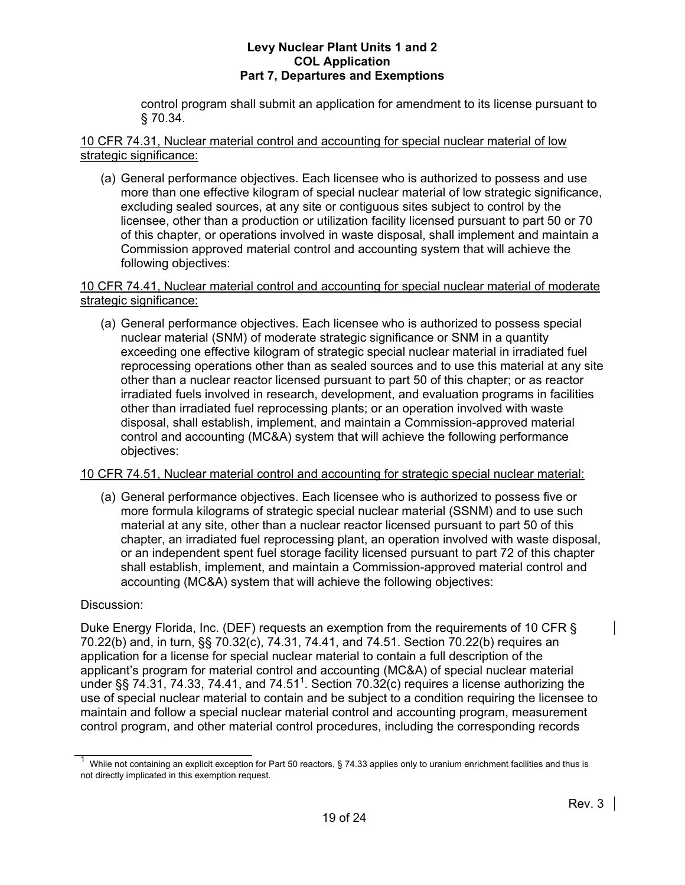control program shall submit an application for amendment to its license pursuant to § 70.34.

<u>10 CFR 74.31, Nuclear material control and accounting for special nuclear material of low strategic significance:</u>

(a) General performance objectives. Each licensee who is authorized to possess and use more than one effective kilogram of special nuclear material of low strategic significance, excluding sealed sources, at any site or contiguous sites subject to control by the licensee, other than a production or utilization facility licensed pursuant to part 50 or 70 of this chapter, or operations involved in waste disposal, shall implement and maintain a Commission approved material control and accounting system that will achieve the following objectives:

<u>10 CFR 74.41, Nuclear material control and accounting for special nuclear material of moderate strategic significance:</u>

(a) General performance objectives. Each licensee who is authorized to possess special nuclear material (SNM) of moderate strategic significance or SNM in a quantity exceeding one effective kilogram of strategic special nuclear material in irradiated fuel reprocessing operations other than as sealed sources and to use this material at any site other than a nuclear reactor licensed pursuant to part 50 of this chapter; or as reactor irradiated fuels involved in research, development, and evaluation programs in facilities other than irradiated fuel reprocessing plants; or an operation involved with waste disposal, shall establish, implement, and maintain a Commission-approved material control and accounting (MC&A) system that will achieve the following performance objectives:

<u>10 CFR 74.51, Nuclear material control and accounting for strategic special nuclear material:</u>

(a) General performance objectives. Each licensee who is authorized to possess five or more formula kilograms of strategic special nuclear material (SSNM) and to use such material at any site, other than a nuclear reactor licensed pursuant to part 50 of this chapter, an irradiated fuel reprocessing plant, an operation involved with waste disposal, or an independent spent fuel storage facility licensed pursuant to part 72 of this chapter shall establish, implement, and maintain a Commission-approved material control and accounting (MC&A) system that will achieve the following objectives:

Discussion:

Duke Energy Florida, Inc. (DEF) requests an exemption from the requirements of 10 CFR § 70.22(b) and, in turn, §§ 70.32(c), 74.31, 74.41, and 74.51. Section 70.22(b) requires an application for a license for special nuclear material to contain a full description of the applicant's program for material control and accounting (MC&A) of special nuclear material under §§ 74.31, 74.33, 74.41, and 74.51[1]. Section 70.32(c) requires a license authorizing the use of special nuclear material to contain and be subject to a condition requiring the licensee to maintain and follow a special nuclear material control and accounting program, measurement control program, and other material control procedures, including the corresponding records

[1] While not containing an explicit exception for Part 50 reactors, § 74.33 applies only to uranium enrichment facilities and thus is not directly implicated in this exemption request.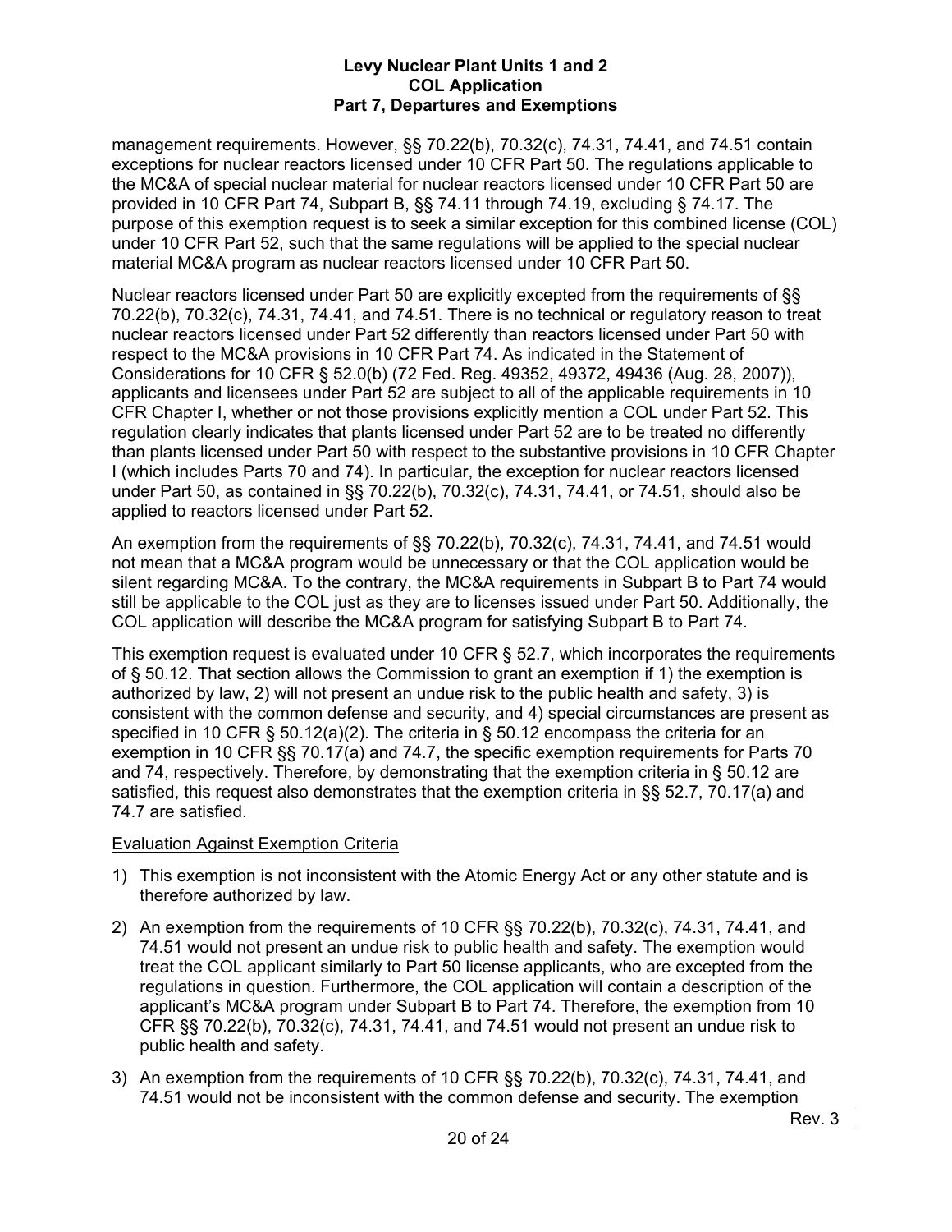management requirements. However, §§ 70.22(b), 70.32(c), 74.31, 74.41, and 74.51 contain exceptions for nuclear reactors licensed under 10 CFR Part 50. The regulations applicable to the MC&A of special nuclear material for nuclear reactors licensed under 10 CFR Part 50 are provided in 10 CFR Part 74, Subpart B, §§ 74.11 through 74.19, excluding § 74.17. The purpose of this exemption request is to seek a similar exception for this combined license (COL) under 10 CFR Part 52, such that the same regulations will be applied to the special nuclear material MC&A program as nuclear reactors licensed under 10 CFR Part 50.

Nuclear reactors licensed under Part 50 are explicitly excepted from the requirements of §§ 70.22(b), 70.32(c), 74.31, 74.41, and 74.51. There is no technical or regulatory reason to treat nuclear reactors licensed under Part 52 differently than reactors licensed under Part 50 with respect to the MC&A provisions in 10 CFR Part 74. As indicated in the Statement of Considerations for 10 CFR § 52.0(b) (72 Fed. Reg. 49352, 49372, 49436 (Aug. 28, 2007)), applicants and licensees under Part 52 are subject to all of the applicable requirements in 10 CFR Chapter I, whether or not those provisions explicitly mention a COL under Part 52. This regulation clearly indicates that plants licensed under Part 52 are to be treated no differently than plants licensed under Part 50 with respect to the substantive provisions in 10 CFR Chapter I (which includes Parts 70 and 74). In particular, the exception for nuclear reactors licensed under Part 50, as contained in §§ 70.22(b), 70.32(c), 74.31, 74.41, or 74.51, should also be applied to reactors licensed under Part 52.

An exemption from the requirements of §§ 70.22(b), 70.32(c), 74.31, 74.41, and 74.51 would not mean that a MC&A program would be unnecessary or that the COL application would be silent regarding MC&A. To the contrary, the MC&A requirements in Subpart B to Part 74 would still be applicable to the COL just as they are to licenses issued under Part 50. Additionally, the COL application will describe the MC&A program for satisfying Subpart B to Part 74.

This exemption request is evaluated under 10 CFR § 52.7, which incorporates the requirements of § 50.12. That section allows the Commission to grant an exemption if 1) the exemption is authorized by law, 2) will not present an undue risk to the public health and safety, 3) is consistent with the common defense and security, and 4) special circumstances are present as specified in 10 CFR § 50.12(a)(2). The criteria in § 50.12 encompass the criteria for an exemption in 10 CFR §§ 70.17(a) and 74.7, the specific exemption requirements for Parts 70 and 74, respectively. Therefore, by demonstrating that the exemption criteria in § 50.12 are satisfied, this request also demonstrates that the exemption criteria in §§ 52.7, 70.17(a) and 74.7 are satisfied.

<u>Evaluation Against Exemption Criteria</u>

1) This exemption is not inconsistent with the Atomic Energy Act or any other statute and is therefore authorized by law.
2) An exemption from the requirements of 10 CFR §§ 70.22(b), 70.32(c), 74.31, 74.41, and 74.51 would not present an undue risk to public health and safety. The exemption would treat the COL applicant similarly to Part 50 license applicants, who are excepted from the regulations in question. Furthermore, the COL application will contain a description of the applicant's MC&A program under Subpart B to Part 74. Therefore, the exemption from 10 CFR §§ 70.22(b), 70.32(c), 74.31, 74.41, and 74.51 would not present an undue risk to public health and safety.
3) An exemption from the requirements of 10 CFR §§ 70.22(b), 70.32(c), 74.31, 74.41, and 74.51 would not be inconsistent with the common defense and security. The exemption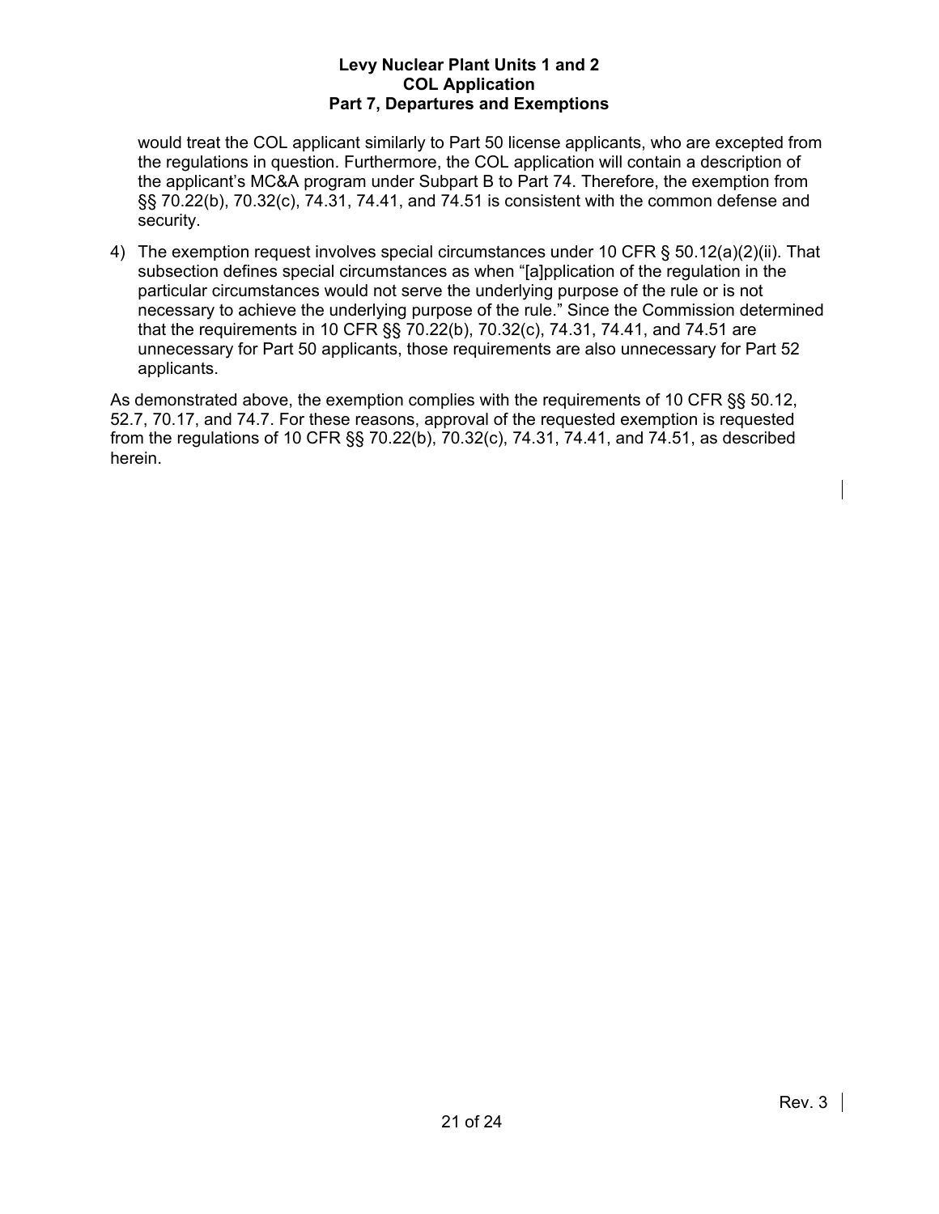would treat the COL applicant similarly to Part 50 license applicants, who are excepted from the regulations in question. Furthermore, the COL application will contain a description of the applicant's MC&A program under Subpart B to Part 74. Therefore, the exemption from §§ 70.22(b), 70.32(c), 74.31, 74.41, and 74.51 is consistent with the common defense and security.

4) The exemption request involves special circumstances under 10 CFR § 50.12(a)(2)(ii). That subsection defines special circumstances as when "[a]pplication of the regulation in the particular circumstances would not serve the underlying purpose of the rule or is not necessary to achieve the underlying purpose of the rule." Since the Commission determined that the requirements in 10 CFR §§ 70.22(b), 70.32(c), 74.31, 74.41, and 74.51 are unnecessary for Part 50 applicants, those requirements are also unnecessary for Part 52 applicants.

As demonstrated above, the exemption complies with the requirements of 10 CFR §§ 50.12, 52.7, 70.17, and 74.7. For these reasons, approval of the requested exemption is requested from the regulations of 10 CFR §§ 70.22(b), 70.32(c), 74.31, 74.41, and 74.51, as described herein.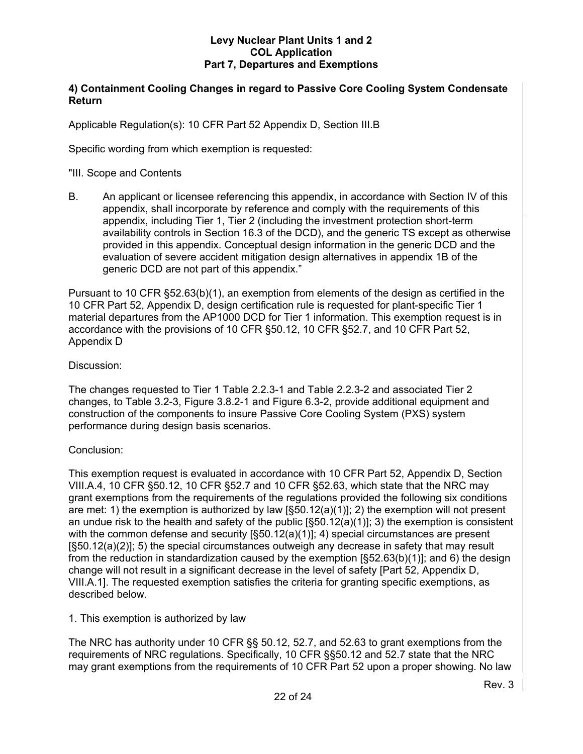### 4) Containment Cooling Changes in regard to Passive Core Cooling System Condensate Return

Applicable Regulation(s): 10 CFR Part 52 Appendix D, Section III.B

Specific wording from which exemption is requested:

"III. Scope and Contents

B. An applicant or licensee referencing this appendix, in accordance with Section IV of this appendix, shall incorporate by reference and comply with the requirements of this appendix, including Tier 1, Tier 2 (including the investment protection short-term availability controls in Section 16.3 of the DCD), and the generic TS except as otherwise provided in this appendix. Conceptual design information in the generic DCD and the evaluation of severe accident mitigation design alternatives in appendix 1B of the generic DCD are not part of this appendix."

Pursuant to 10 CFR §52.63(b)(1), an exemption from elements of the design as certified in the 10 CFR Part 52, Appendix D, design certification rule is requested for plant-specific Tier 1 material departures from the AP1000 DCD for Tier 1 information. This exemption request is in accordance with the provisions of 10 CFR §50.12, 10 CFR §52.7, and 10 CFR Part 52, Appendix D

Discussion:

The changes requested to Tier 1 Table 2.2.3-1 and Table 2.2.3-2 and associated Tier 2 changes, to Table 3.2-3, Figure 3.8.2-1 and Figure 6.3-2, provide additional equipment and construction of the components to insure Passive Core Cooling System (PXS) system performance during design basis scenarios.

Conclusion:

This exemption request is evaluated in accordance with 10 CFR Part 52, Appendix D, Section VIII.A.4, 10 CFR §50.12, 10 CFR §52.7 and 10 CFR §52.63, which state that the NRC may grant exemptions from the requirements of the regulations provided the following six conditions are met: 1) the exemption is authorized by law [§50.12(a)(1)]; 2) the exemption will not present an undue risk to the health and safety of the public [§50.12(a)(1)]; 3) the exemption is consistent with the common defense and security [§50.12(a)(1)]; 4) special circumstances are present [§50.12(a)(2)]; 5) the special circumstances outweigh any decrease in safety that may result from the reduction in standardization caused by the exemption [§52.63(b)(1)]; and 6) the design change will not result in a significant decrease in the level of safety [Part 52, Appendix D, VIII.A.1]. The requested exemption satisfies the criteria for granting specific exemptions, as described below.

1. This exemption is authorized by law

The NRC has authority under 10 CFR §§ 50.12, 52.7, and 52.63 to grant exemptions from the requirements of NRC regulations. Specifically, 10 CFR §§50.12 and 52.7 state that the NRC may grant exemptions from the requirements of 10 CFR Part 52 upon a proper showing. No law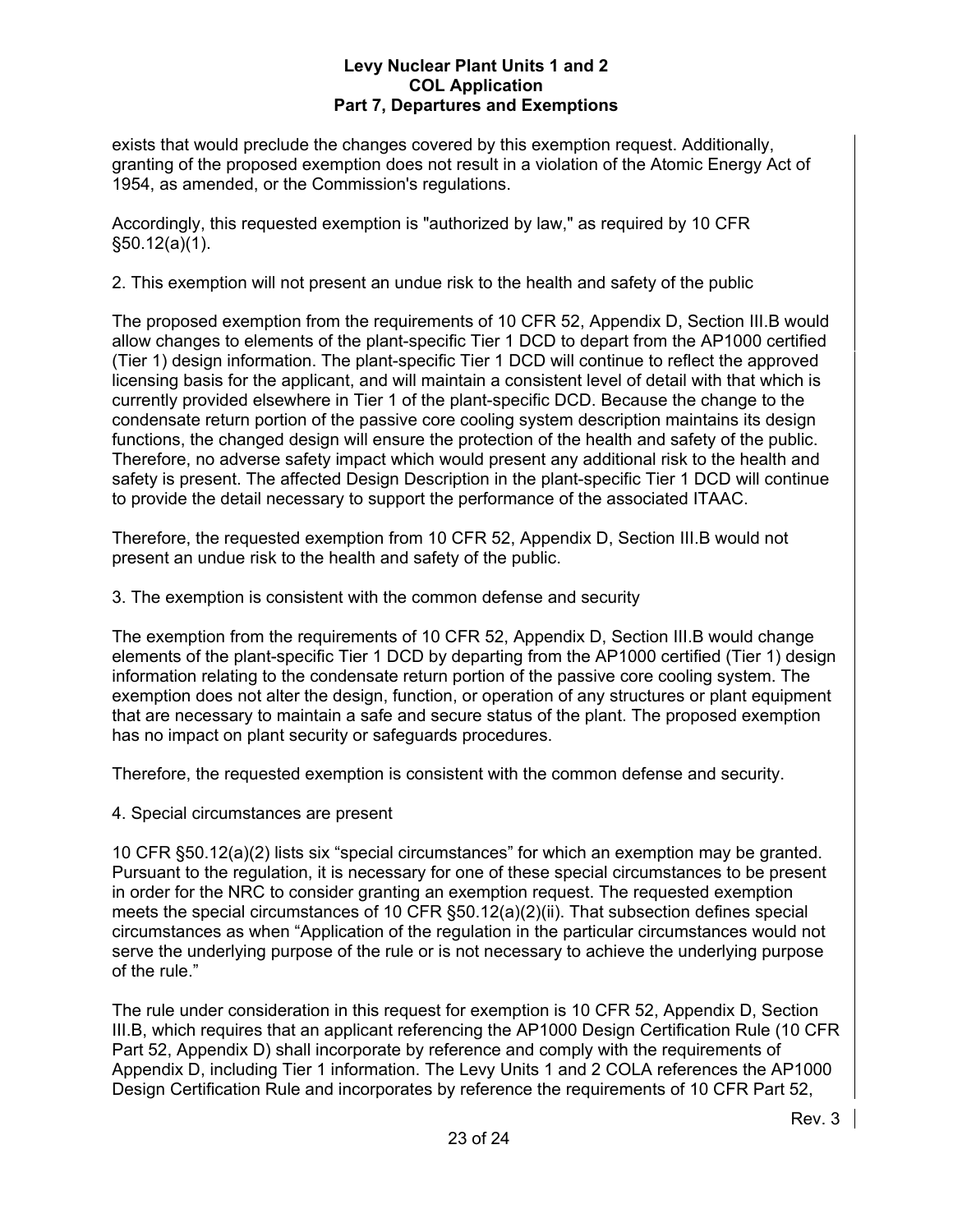exists that would preclude the changes covered by this exemption request. Additionally, granting of the proposed exemption does not result in a violation of the Atomic Energy Act of 1954, as amended, or the Commission's regulations.

Accordingly, this requested exemption is "authorized by law," as required by 10 CFR §50.12(a)(1).

2. This exemption will not present an undue risk to the health and safety of the public

The proposed exemption from the requirements of 10 CFR 52, Appendix D, Section III.B would allow changes to elements of the plant-specific Tier 1 DCD to depart from the AP1000 certified (Tier 1) design information. The plant-specific Tier 1 DCD will continue to reflect the approved licensing basis for the applicant, and will maintain a consistent level of detail with that which is currently provided elsewhere in Tier 1 of the plant-specific DCD. Because the change to the condensate return portion of the passive core cooling system description maintains its design functions, the changed design will ensure the protection of the health and safety of the public. Therefore, no adverse safety impact which would present any additional risk to the health and safety is present. The affected Design Description in the plant-specific Tier 1 DCD will continue to provide the detail necessary to support the performance of the associated ITAAC.

Therefore, the requested exemption from 10 CFR 52, Appendix D, Section III.B would not present an undue risk to the health and safety of the public.

3. The exemption is consistent with the common defense and security

The exemption from the requirements of 10 CFR 52, Appendix D, Section III.B would change elements of the plant-specific Tier 1 DCD by departing from the AP1000 certified (Tier 1) design information relating to the condensate return portion of the passive core cooling system. The exemption does not alter the design, function, or operation of any structures or plant equipment that are necessary to maintain a safe and secure status of the plant. The proposed exemption has no impact on plant security or safeguards procedures.

Therefore, the requested exemption is consistent with the common defense and security.

4. Special circumstances are present

10 CFR §50.12(a)(2) lists six "special circumstances" for which an exemption may be granted. Pursuant to the regulation, it is necessary for one of these special circumstances to be present in order for the NRC to consider granting an exemption request. The requested exemption meets the special circumstances of 10 CFR §50.12(a)(2)(ii). That subsection defines special circumstances as when "Application of the regulation in the particular circumstances would not serve the underlying purpose of the rule or is not necessary to achieve the underlying purpose of the rule."

The rule under consideration in this request for exemption is 10 CFR 52, Appendix D, Section III.B, which requires that an applicant referencing the AP1000 Design Certification Rule (10 CFR Part 52, Appendix D) shall incorporate by reference and comply with the requirements of Appendix D, including Tier 1 information. The Levy Units 1 and 2 COLA references the AP1000 Design Certification Rule and incorporates by reference the requirements of 10 CFR Part 52,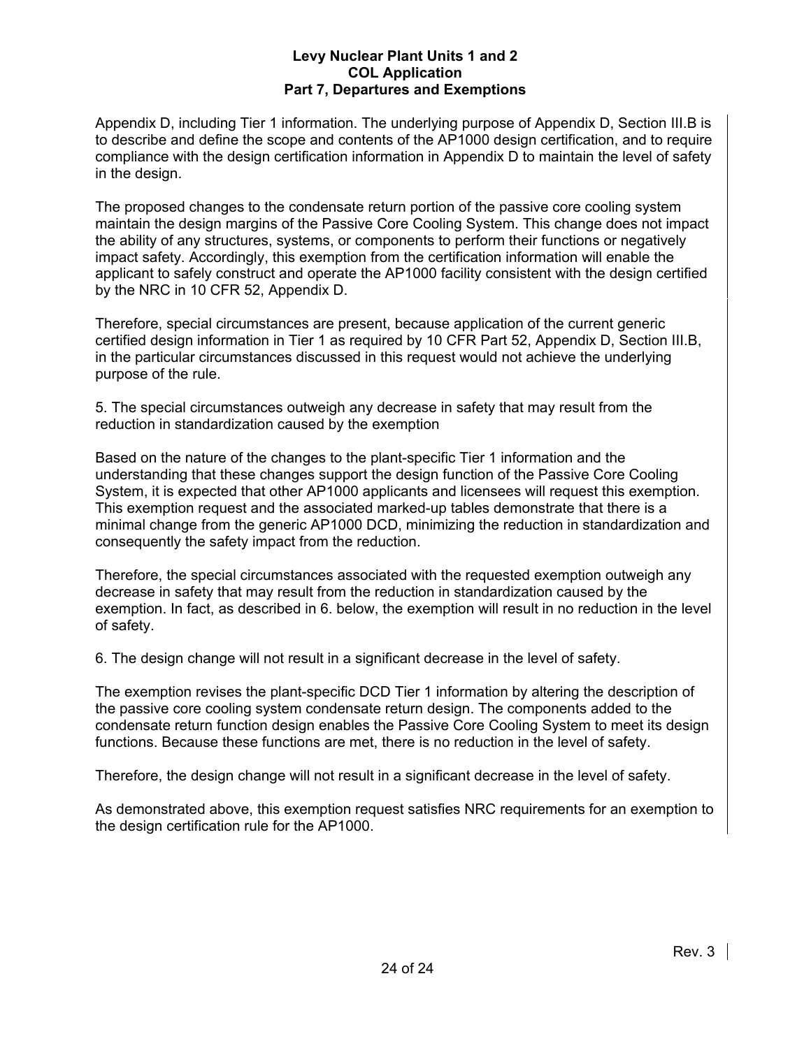Appendix D, including Tier 1 information. The underlying purpose of Appendix D, Section III.B is to describe and define the scope and contents of the AP1000 design certification, and to require compliance with the design certification information in Appendix D to maintain the level of safety in the design.

The proposed changes to the condensate return portion of the passive core cooling system maintain the design margins of the Passive Core Cooling System. This change does not impact the ability of any structures, systems, or components to perform their functions or negatively impact safety. Accordingly, this exemption from the certification information will enable the applicant to safely construct and operate the AP1000 facility consistent with the design certified by the NRC in 10 CFR 52, Appendix D.

Therefore, special circumstances are present, because application of the current generic certified design information in Tier 1 as required by 10 CFR Part 52, Appendix D, Section III.B, in the particular circumstances discussed in this request would not achieve the underlying purpose of the rule.

5. The special circumstances outweigh any decrease in safety that may result from the reduction in standardization caused by the exemption

Based on the nature of the changes to the plant-specific Tier 1 information and the understanding that these changes support the design function of the Passive Core Cooling System, it is expected that other AP1000 applicants and licensees will request this exemption. This exemption request and the associated marked-up tables demonstrate that there is a minimal change from the generic AP1000 DCD, minimizing the reduction in standardization and consequently the safety impact from the reduction.

Therefore, the special circumstances associated with the requested exemption outweigh any decrease in safety that may result from the reduction in standardization caused by the exemption. In fact, as described in 6. below, the exemption will result in no reduction in the level of safety.

6. The design change will not result in a significant decrease in the level of safety.

The exemption revises the plant-specific DCD Tier 1 information by altering the description of the passive core cooling system condensate return design. The components added to the condensate return function design enables the Passive Core Cooling System to meet its design functions. Because these functions are met, there is no reduction in the level of safety.

Therefore, the design change will not result in a significant decrease in the level of safety.

As demonstrated above, this exemption request satisfies NRC requirements for an exemption to the design certification rule for the AP1000.